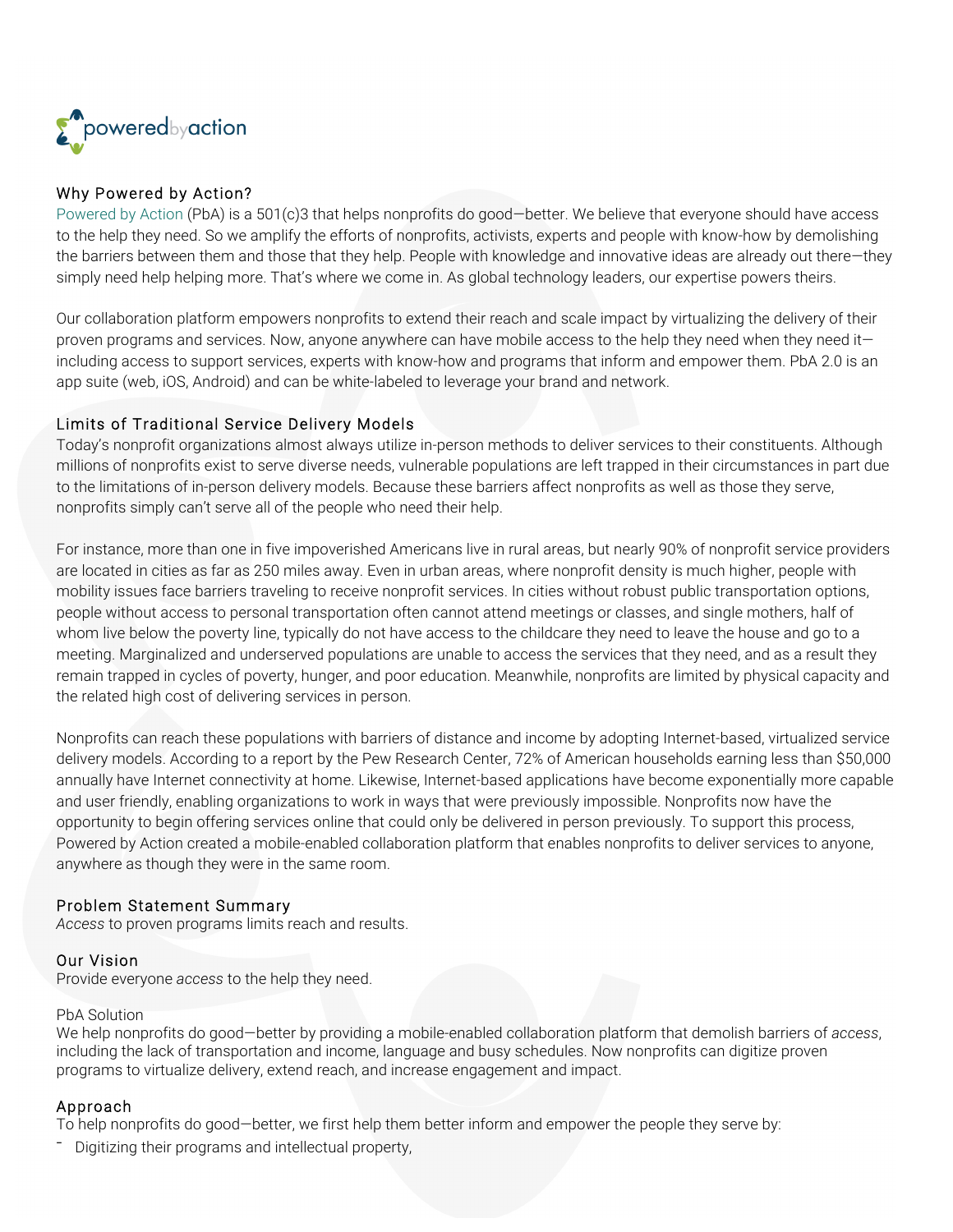## Why Powered by Action?

Powered by Action (PbA) is a 501(c)3 that helps nonprofits do good—better. We believe that everyone should have access to the help they need. So we amplify the efforts of nonprofits, activists, experts and people with know-how by demolishing the barriers between them and those that they help. People with knowledge and innovative ideas are already out there—they simply need help helping more. That's where we come in. As global technology leaders, our expertise powers theirs.

Our collaboration platform empowers nonprofits to extend their reach and scale impact by virtualizing the delivery of their proven programs and services. Now, anyone anywhere can have mobile access to the help they need when they need it—including access to support services, experts with know-how and programs that inform and empower them. PbA 2.0 is an app suite (web, iOS, Android) and can be white-labeled to leverage your brand and network.

## Limits of Traditional Service Delivery Models

Today's nonprofit organizations almost always utilize in-person methods to deliver services to their constituents. Although millions of nonprofits exist to serve diverse needs, vulnerable populations are left trapped in their circumstances in part due to the limitations of in-person delivery models. Because these barriers affect nonprofits as well as those they serve, nonprofits simply can't serve all of the people who need their help.

For instance, more than one in five impoverished Americans live in rural areas, but nearly 90% of nonprofit service providers are located in cities as far as 250 miles away. Even in urban areas, where nonprofit density is much higher, people with mobility issues face barriers traveling to receive nonprofit services. In cities without robust public transportation options, people without access to personal transportation often cannot attend meetings or classes, and single mothers, half of whom live below the poverty line, typically do not have access to the childcare they need to leave the house and go to a meeting. Marginalized and underserved populations are unable to access the services that they need, and as a result they remain trapped in cycles of poverty, hunger, and poor education. Meanwhile, nonprofits are limited by physical capacity and the related high cost of delivering services in person.

Nonprofits can reach these populations with barriers of distance and income by adopting Internet-based, virtualized service delivery models. According to a report by the Pew Research Center, 72% of American households earning less than $50,000 annually have Internet connectivity at home. Likewise, Internet-based applications have become exponentially more capable and user friendly, enabling organizations to work in ways that were previously impossible. Nonprofits now have the opportunity to begin offering services online that could only be delivered in person previously. To support this process, Powered by Action created a mobile-enabled collaboration platform that enables nonprofits to deliver services to anyone, anywhere as though they were in the same room.

## Problem Statement Summary

*Access* to proven programs limits reach and results.

## Our Vision

Provide everyone *access* to the help they need.

### PbA Solution

We help nonprofits do good—better by providing a mobile-enabled collaboration platform that demolish barriers of *access*, including the lack of transportation and income, language and busy schedules. Now nonprofits can digitize proven programs to virtualize delivery, extend reach, and increase engagement and impact.

## Approach

To help nonprofits do good—better, we first help them better inform and empower the people they serve by:

- Digitizing their programs and intellectual property,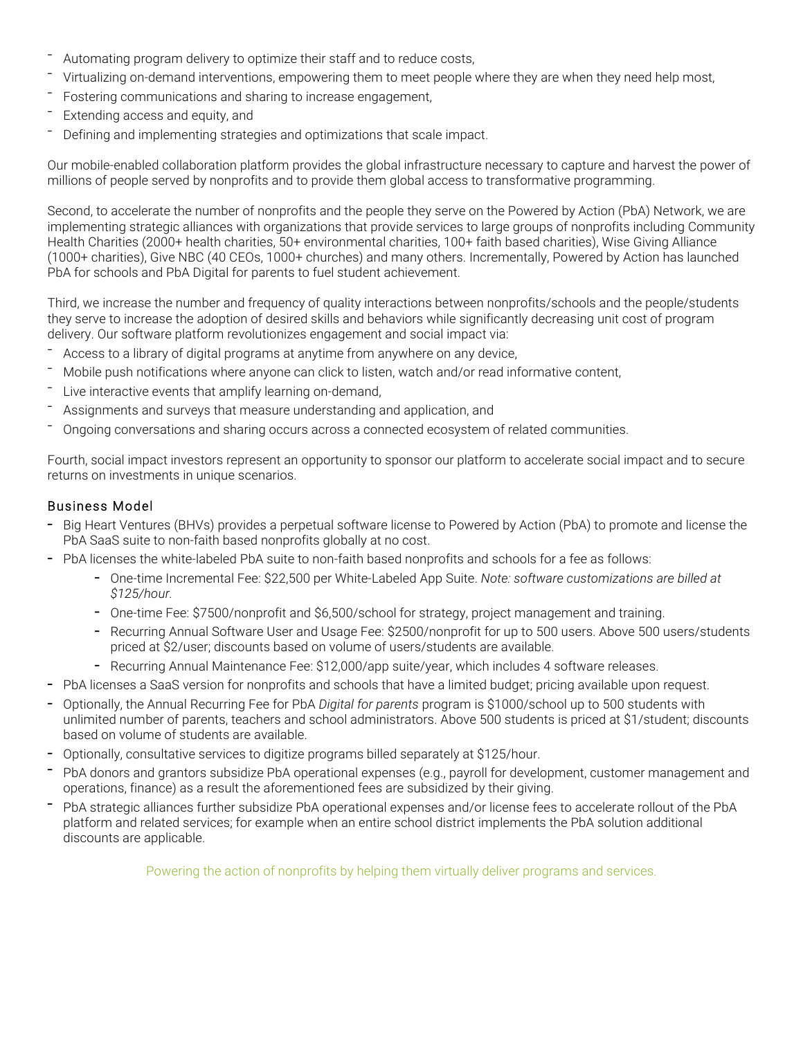- Automating program delivery to optimize their staff and to reduce costs,
- Virtualizing on-demand interventions, empowering them to meet people where they are when they need help most,
- Fostering communications and sharing to increase engagement,
- Extending access and equity, and
- Defining and implementing strategies and optimizations that scale impact.

Our mobile-enabled collaboration platform provides the global infrastructure necessary to capture and harvest the power of millions of people served by nonprofits and to provide them global access to transformative programming.

Second, to accelerate the number of nonprofits and the people they serve on the Powered by Action (PbA) Network, we are implementing strategic alliances with organizations that provide services to large groups of nonprofits including Community Health Charities (2000+ health charities, 50+ environmental charities, 100+ faith based charities), Wise Giving Alliance (1000+ charities), Give NBC (40 CEOs, 1000+ churches) and many others. Incrementally, Powered by Action has launched PbA for schools and PbA Digital for parents to fuel student achievement.

Third, we increase the number and frequency of quality interactions between nonprofits/schools and the people/students they serve to increase the adoption of desired skills and behaviors while significantly decreasing unit cost of program delivery. Our software platform revolutionizes engagement and social impact via:

- Access to a library of digital programs at anytime from anywhere on any device,
- Mobile push notifications where anyone can click to listen, watch and/or read informative content,
- Live interactive events that amplify learning on-demand,
- Assignments and surveys that measure understanding and application, and
- Ongoing conversations and sharing occurs across a connected ecosystem of related communities.

Fourth, social impact investors represent an opportunity to sponsor our platform to accelerate social impact and to secure returns on investments in unique scenarios.

## Business Model

- Big Heart Ventures (BHVs) provides a perpetual software license to Powered by Action (PbA) to promote and license the PbA SaaS suite to non-faith based nonprofits globally at no cost.
- PbA licenses the white-labeled PbA suite to non-faith based nonprofits and schools for a fee as follows:
  - One-time Incremental Fee: $22,500 per White-Labeled App Suite. *Note: software customizations are billed at $125/hour.*
  - One-time Fee: $7500/nonprofit and $6,500/school for strategy, project management and training.
  - Recurring Annual Software User and Usage Fee: $2500/nonprofit for up to 500 users. Above 500 users/students priced at $2/user; discounts based on volume of users/students are available.
  - Recurring Annual Maintenance Fee: $12,000/app suite/year, which includes 4 software releases.
- PbA licenses a SaaS version for nonprofits and schools that have a limited budget; pricing available upon request.
- Optionally, the Annual Recurring Fee for PbA *Digital for parents* program is $1000/school up to 500 students with unlimited number of parents, teachers and school administrators. Above 500 students is priced at $1/student; discounts based on volume of students are available.
- Optionally, consultative services to digitize programs billed separately at $125/hour.
- PbA donors and grantors subsidize PbA operational expenses (e.g., payroll for development, customer management and operations, finance) as a result the aforementioned fees are subsidized by their giving.
- PbA strategic alliances further subsidize PbA operational expenses and/or license fees to accelerate rollout of the PbA platform and related services; for example when an entire school district implements the PbA solution additional discounts are applicable.

Powering the action of nonprofits by helping them virtually deliver programs and services.